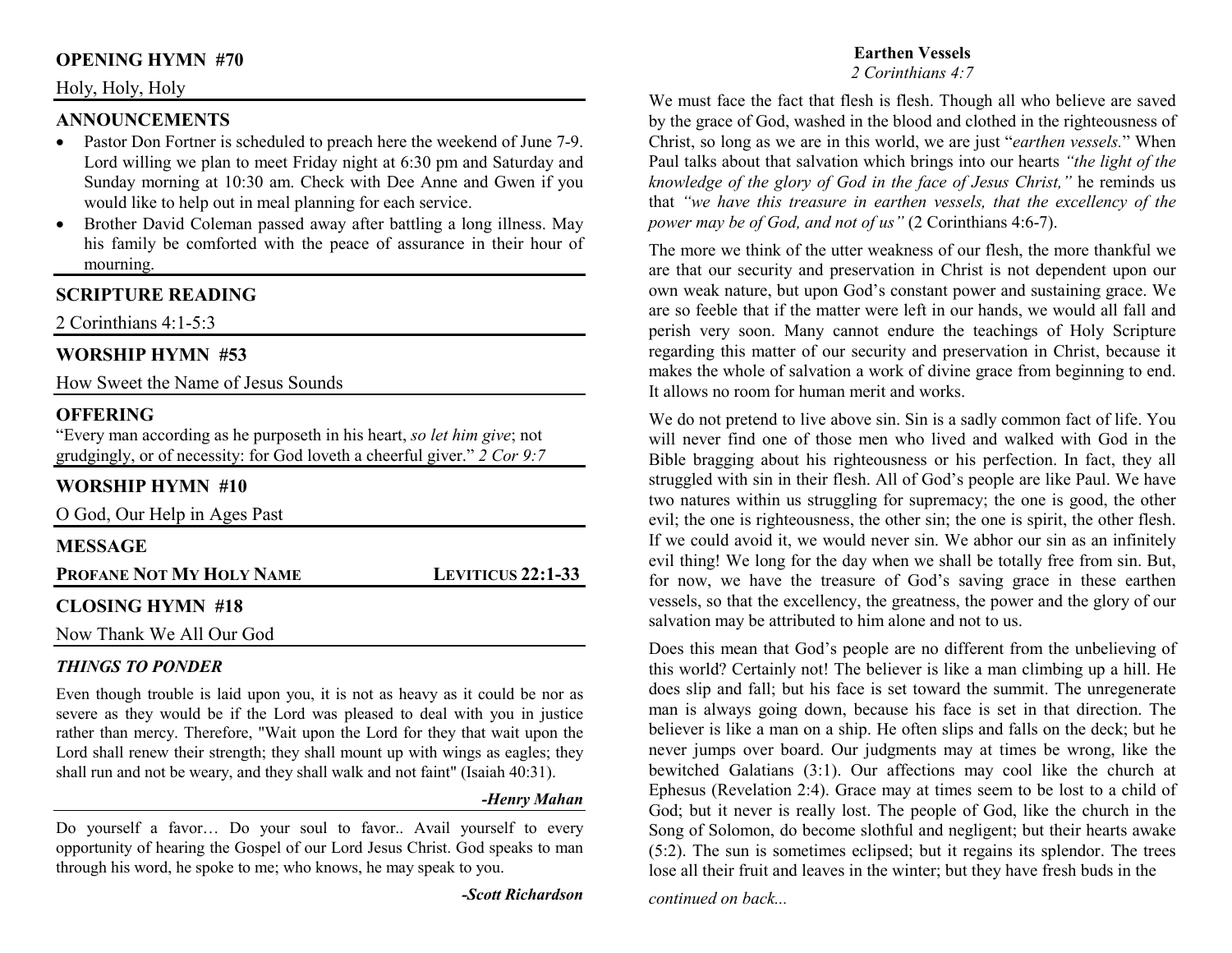## OPENING HYMN #70

Holy, Holy, Holy

## ANNOUNCEMENTS

- Pastor Don Fortner is scheduled to preach here the weekend of June 7-9. Lord willing we plan to meet Friday night at 6:30 pm and Saturday and Sunday morning at 10:30 am. Check with Dee Anne and Gwen if you would like to help out in meal planning for each service.
- Brother David Coleman passed away after battling a long illness. May his family be comforted with the peace of assurance in their hour of mourning.

## SCRIPTURE READING

2 Corinthians 4:1-5:3

## WORSHIP HYMN #53

How Sweet the Name of Jesus Sounds

## OFFERING

"Every man according as he purposeth in his heart, *so let him give*; not grudgingly, or of necessity: for God loveth a cheerful giver." *2 Cor 9:7*

## WORSHIP HYMN #10

O God, Our Help in Ages Past

## MESSAGE

**PROFANE NOT MY HOLY NAME** — **LEVITICUS 22:1-33**

## CLOSING HYMN #18

Now Thank We All Our God

### *THINGS TO PONDER*

Even though trouble is laid upon you, it is not as heavy as it could be nor as severe as they would be if the Lord was pleased to deal with you in justice rather than mercy. Therefore, "Wait upon the Lord for they that wait upon the Lord shall renew their strength; they shall mount up with wings as eagles; they shall run and not be weary, and they shall walk and not faint" (Isaiah 40:31).

***-Henry Mahan***

Do yourself a favor… Do your soul to favor.. Avail yourself to every opportunity of hearing the Gospel of our Lord Jesus Christ. God speaks to man through his word, he spoke to me; who knows, he may speak to you.

***-Scott Richardson***

## Earthen Vessels

*2 Corinthians 4:7*

We must face the fact that flesh is flesh. Though all who believe are saved by the grace of God, washed in the blood and clothed in the righteousness of Christ, so long as we are in this world, we are just "*earthen vessels.*" When Paul talks about that salvation which brings into our hearts *"the light of the knowledge of the glory of God in the face of Jesus Christ,"* he reminds us that *"we have this treasure in earthen vessels, that the excellency of the power may be of God, and not of us"* (2 Corinthians 4:6-7).

The more we think of the utter weakness of our flesh, the more thankful we are that our security and preservation in Christ is not dependent upon our own weak nature, but upon God's constant power and sustaining grace. We are so feeble that if the matter were left in our hands, we would all fall and perish very soon. Many cannot endure the teachings of Holy Scripture regarding this matter of our security and preservation in Christ, because it makes the whole of salvation a work of divine grace from beginning to end. It allows no room for human merit and works.

We do not pretend to live above sin. Sin is a sadly common fact of life. You will never find one of those men who lived and walked with God in the Bible bragging about his righteousness or his perfection. In fact, they all struggled with sin in their flesh. All of God's people are like Paul. We have two natures within us struggling for supremacy; the one is good, the other evil; the one is righteousness, the other sin; the one is spirit, the other flesh. If we could avoid it, we would never sin. We abhor our sin as an infinitely evil thing! We long for the day when we shall be totally free from sin. But, for now, we have the treasure of God's saving grace in these earthen vessels, so that the excellency, the greatness, the power and the glory of our salvation may be attributed to him alone and not to us.

Does this mean that God's people are no different from the unbelieving of this world? Certainly not! The believer is like a man climbing up a hill. He does slip and fall; but his face is set toward the summit. The unregenerate man is always going down, because his face is set in that direction. The believer is like a man on a ship. He often slips and falls on the deck; but he never jumps over board. Our judgments may at times be wrong, like the bewitched Galatians (3:1). Our affections may cool like the church at Ephesus (Revelation 2:4). Grace may at times seem to be lost to a child of God; but it never is really lost. The people of God, like the church in the Song of Solomon, do become slothful and negligent; but their hearts awake (5:2). The sun is sometimes eclipsed; but it regains its splendor. The trees lose all their fruit and leaves in the winter; but they have fresh buds in the

*continued on back...*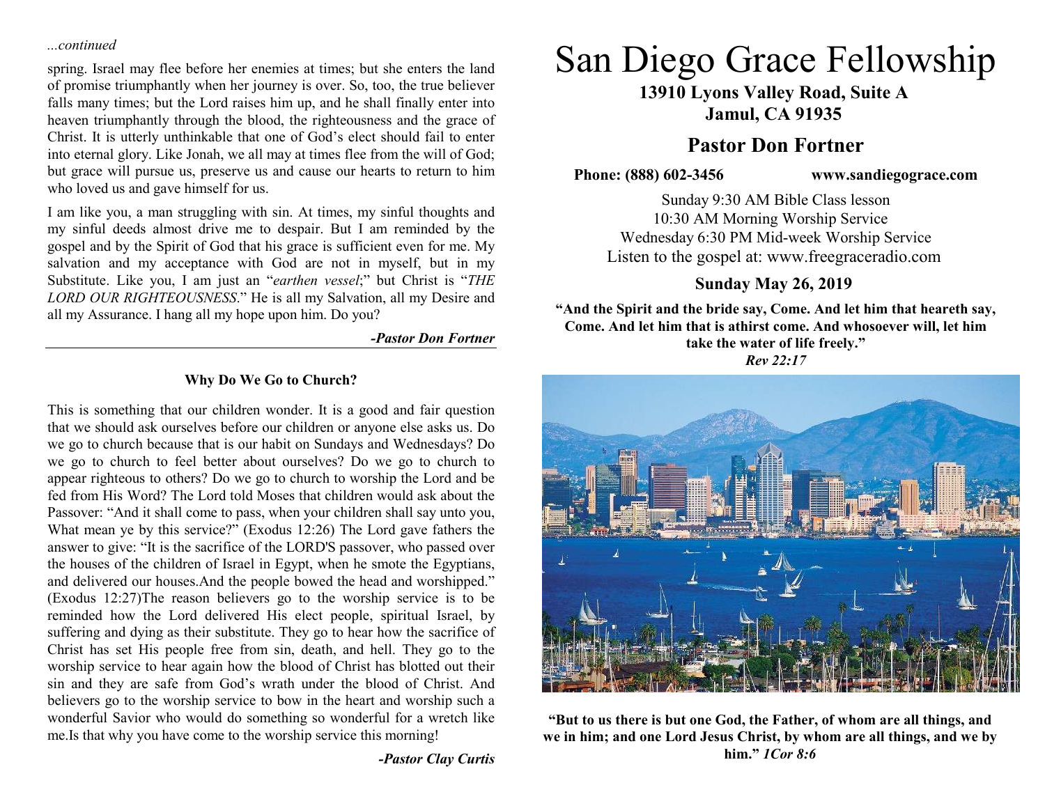*...continued*

spring. Israel may flee before her enemies at times; but she enters the land of promise triumphantly when her journey is over. So, too, the true believer falls many times; but the Lord raises him up, and he shall finally enter into heaven triumphantly through the blood, the righteousness and the grace of Christ. It is utterly unthinkable that one of God's elect should fail to enter into eternal glory. Like Jonah, we all may at times flee from the will of God; but grace will pursue us, preserve us and cause our hearts to return to him who loved us and gave himself for us.

I am like you, a man struggling with sin. At times, my sinful thoughts and my sinful deeds almost drive me to despair. But I am reminded by the gospel and by the Spirit of God that his grace is sufficient even for me. My salvation and my acceptance with God are not in myself, but in my Substitute. Like you, I am just an "*earthen vessel*;" but Christ is "*THE LORD OUR RIGHTEOUSNESS*." He is all my Salvation, all my Desire and all my Assurance. I hang all my hope upon him. Do you?

***-Pastor Don Fortner***

---

### Why Do We Go to Church?

This is something that our children wonder. It is a good and fair question that we should ask ourselves before our children or anyone else asks us. Do we go to church because that is our habit on Sundays and Wednesdays? Do we go to church to feel better about ourselves? Do we go to church to appear righteous to others? Do we go to church to worship the Lord and be fed from His Word? The Lord told Moses that children would ask about the Passover: "And it shall come to pass, when your children shall say unto you, What mean ye by this service?" (Exodus 12:26) The Lord gave fathers the answer to give: "It is the sacrifice of the LORD'S passover, who passed over the houses of the children of Israel in Egypt, when he smote the Egyptians, and delivered our houses.And the people bowed the head and worshipped." (Exodus 12:27)The reason believers go to the worship service is to be reminded how the Lord delivered His elect people, spiritual Israel, by suffering and dying as their substitute. They go to hear how the sacrifice of Christ has set His people free from sin, death, and hell. They go to the worship service to hear again how the blood of Christ has blotted out their sin and they are safe from God's wrath under the blood of Christ. And believers go to the worship service to bow in the heart and worship such a wonderful Savior who would do something so wonderful for a wretch like me.Is that why you have come to the worship service this morning!

***-Pastor Clay Curtis***

# San Diego Grace Fellowship

**13910 Lyons Valley Road, Suite A**
**Jamul, CA 91935**

## Pastor Don Fortner

**Phone: (888) 602-3456** **www.sandiegograce.com**

Sunday 9:30 AM Bible Class lesson
10:30 AM Morning Worship Service
Wednesday 6:30 PM Mid-week Worship Service
Listen to the gospel at: www.freegraceradio.com

### Sunday May 26, 2019

**"And the Spirit and the bride say, Come. And let him that heareth say, Come. And let him that is athirst come. And whosoever will, let him take the water of life freely."**
***Rev 22:17***

**"But to us there is but one God, the Father, of whom are all things, and we in him; and one Lord Jesus Christ, by whom are all things, and we by him."** ***1Cor 8:6***